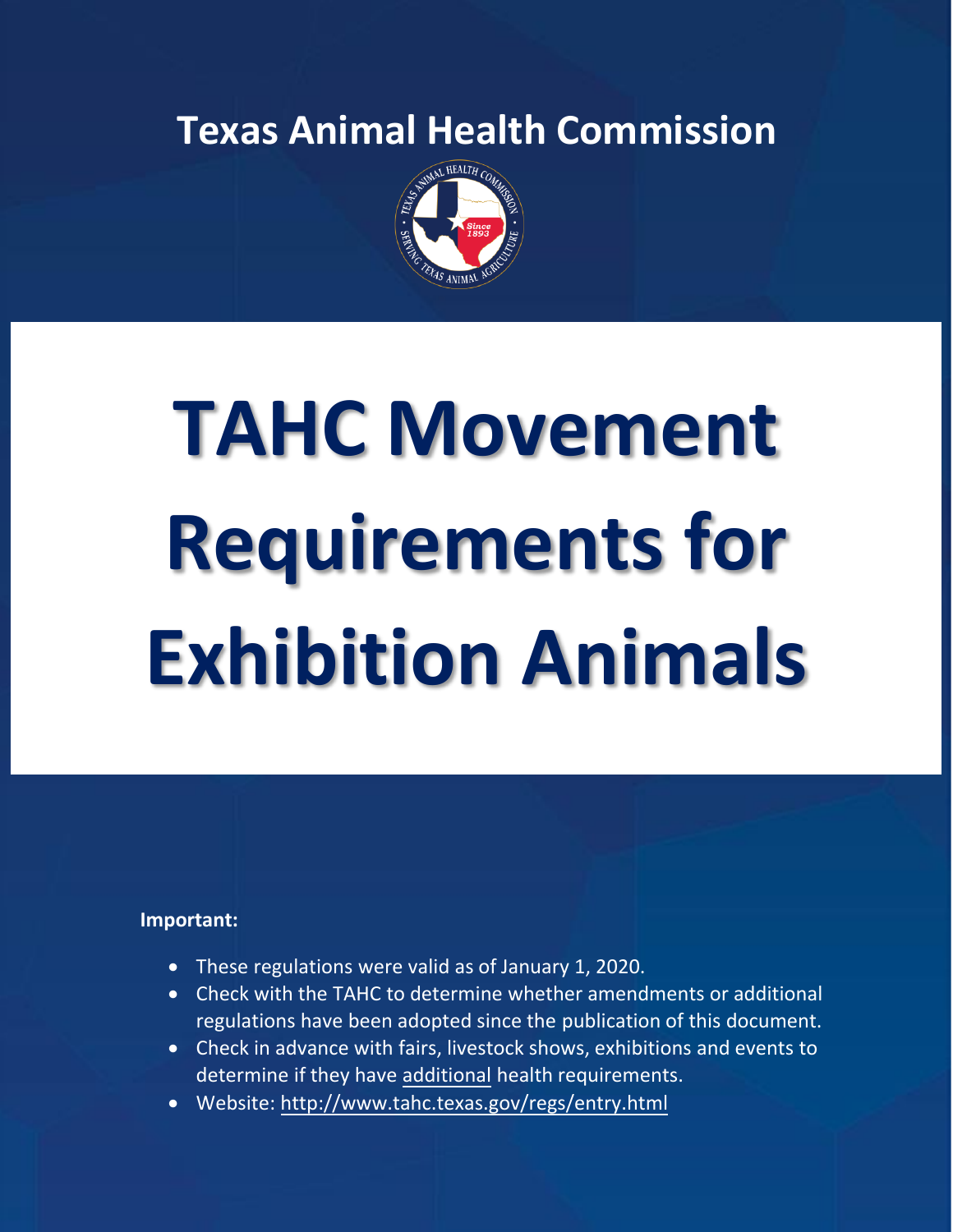# Texas Animal Health Commission

# TAHC Movement Requirements for Exhibition Animals

**Important:**

- These regulations were valid as of January 1, 2020.
- Check with the TAHC to determine whether amendments or additional regulations have been adopted since the publication of this document.
- Check in advance with fairs, livestock shows, exhibitions and events to determine if they have additional health requirements.
- Website: http://www.tahc.texas.gov/regs/entry.html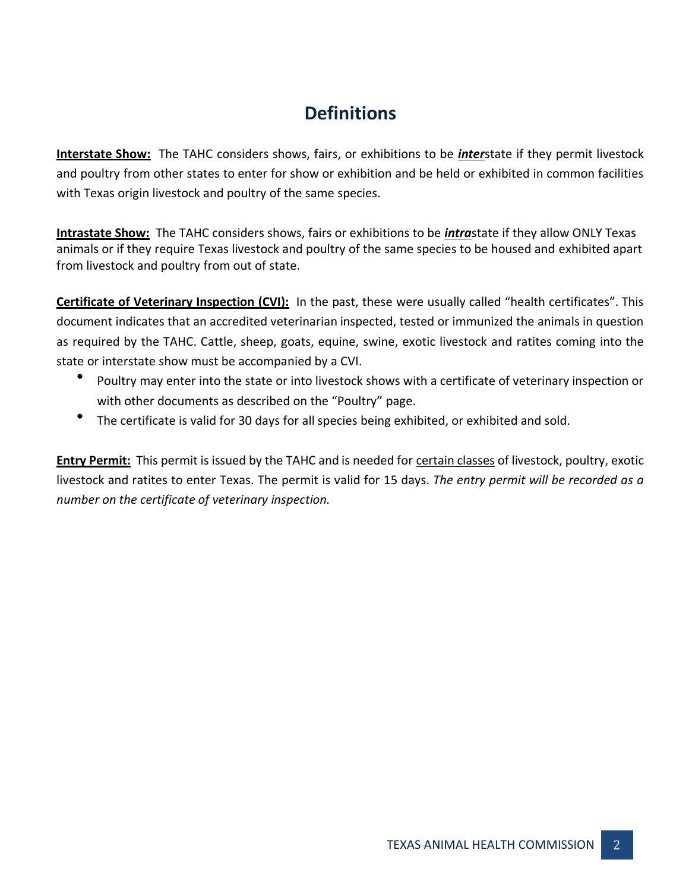# Definitions

**Interstate Show:** The TAHC considers shows, fairs, or exhibitions to be ***inter***state if they permit livestock and poultry from other states to enter for show or exhibition and be held or exhibited in common facilities with Texas origin livestock and poultry of the same species.

**Intrastate Show:** The TAHC considers shows, fairs or exhibitions to be ***intra***state if they allow ONLY Texas animals or if they require Texas livestock and poultry of the same species to be housed and exhibited apart from livestock and poultry from out of state.

**Certificate of Veterinary Inspection (CVI):** In the past, these were usually called "health certificates". This document indicates that an accredited veterinarian inspected, tested or immunized the animals in question as required by the TAHC. Cattle, sheep, goats, equine, swine, exotic livestock and ratites coming into the state or interstate show must be accompanied by a CVI.

- Poultry may enter into the state or into livestock shows with a certificate of veterinary inspection or with other documents as described on the "Poultry" page.
- The certificate is valid for 30 days for all species being exhibited, or exhibited and sold.

**Entry Permit:** This permit is issued by the TAHC and is needed for certain classes of livestock, poultry, exotic livestock and ratites to enter Texas. The permit is valid for 15 days. *The entry permit will be recorded as a number on the certificate of veterinary inspection.*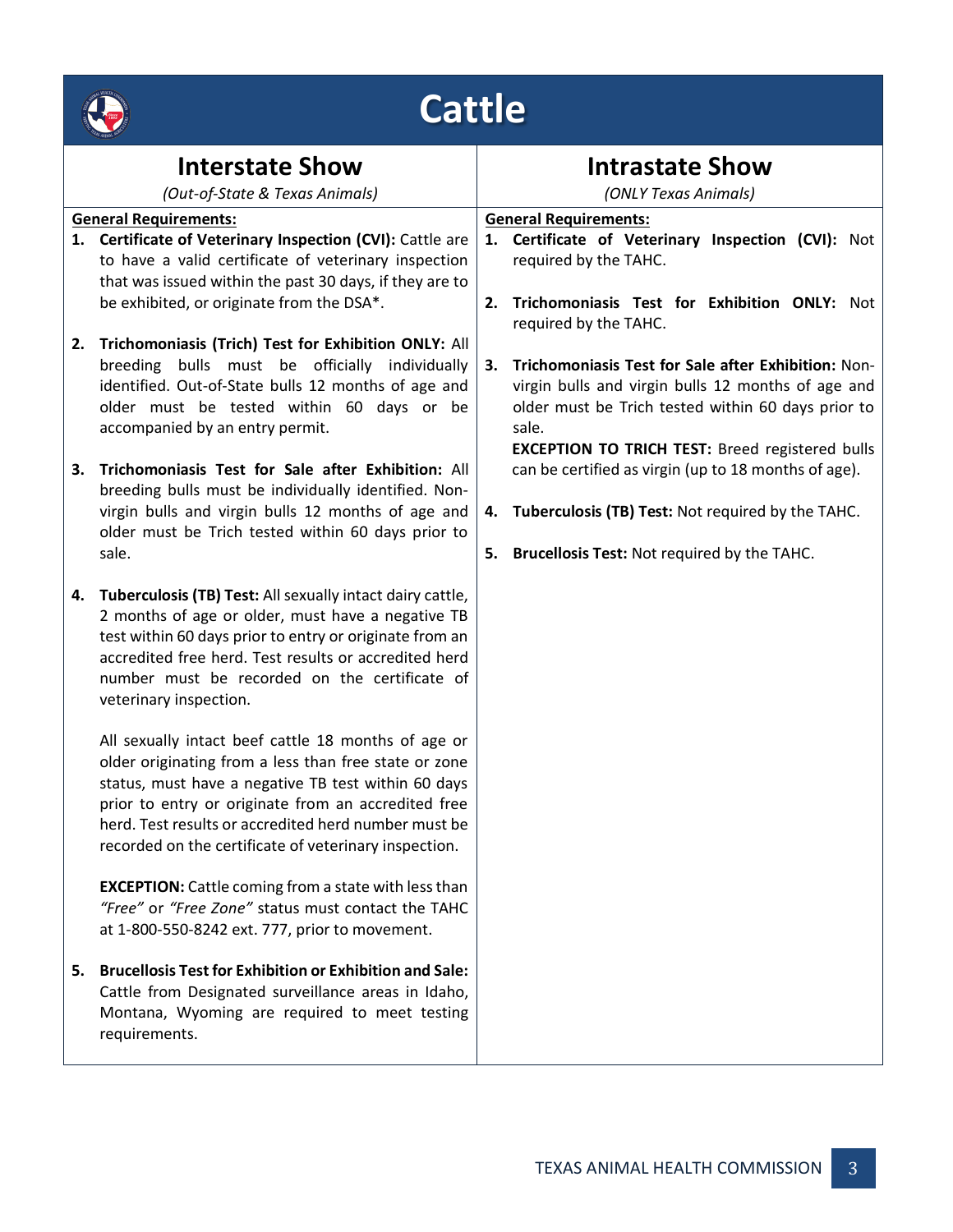# Cattle

## Interstate Show

*(Out-of-State & Texas Animals)*

**General Requirements:**

1. **Certificate of Veterinary Inspection (CVI):** Cattle are to have a valid certificate of veterinary inspection that was issued within the past 30 days, if they are to be exhibited, or originate from the DSA*.

2. **Trichomoniasis (Trich) Test for Exhibition ONLY:** All breeding bulls must be officially individually identified. Out-of-State bulls 12 months of age and older must be tested within 60 days or be accompanied by an entry permit.

3. **Trichomoniasis Test for Sale after Exhibition:** All breeding bulls must be individually identified. Non-virgin bulls and virgin bulls 12 months of age and older must be Trich tested within 60 days prior to sale.

4. **Tuberculosis (TB) Test:** All sexually intact dairy cattle, 2 months of age or older, must have a negative TB test within 60 days prior to entry or originate from an accredited free herd. Test results or accredited herd number must be recorded on the certificate of veterinary inspection.

   All sexually intact beef cattle 18 months of age or older originating from a less than free state or zone status, must have a negative TB test within 60 days prior to entry or originate from an accredited free herd. Test results or accredited herd number must be recorded on the certificate of veterinary inspection.

   **EXCEPTION:** Cattle coming from a state with less than *"Free"* or *"Free Zone"* status must contact the TAHC at 1-800-550-8242 ext. 777, prior to movement.

5. **Brucellosis Test for Exhibition or Exhibition and Sale:** Cattle from Designated surveillance areas in Idaho, Montana, Wyoming are required to meet testing requirements.

## Intrastate Show

*(ONLY Texas Animals)*

**General Requirements:**

1. **Certificate of Veterinary Inspection (CVI):** Not required by the TAHC.

2. **Trichomoniasis Test for Exhibition ONLY:** Not required by the TAHC.

3. **Trichomoniasis Test for Sale after Exhibition:** Non-virgin bulls and virgin bulls 12 months of age and older must be Trich tested within 60 days prior to sale.

   **EXCEPTION TO TRICH TEST:** Breed registered bulls can be certified as virgin (up to 18 months of age).

4. **Tuberculosis (TB) Test:** Not required by the TAHC.

5. **Brucellosis Test:** Not required by the TAHC.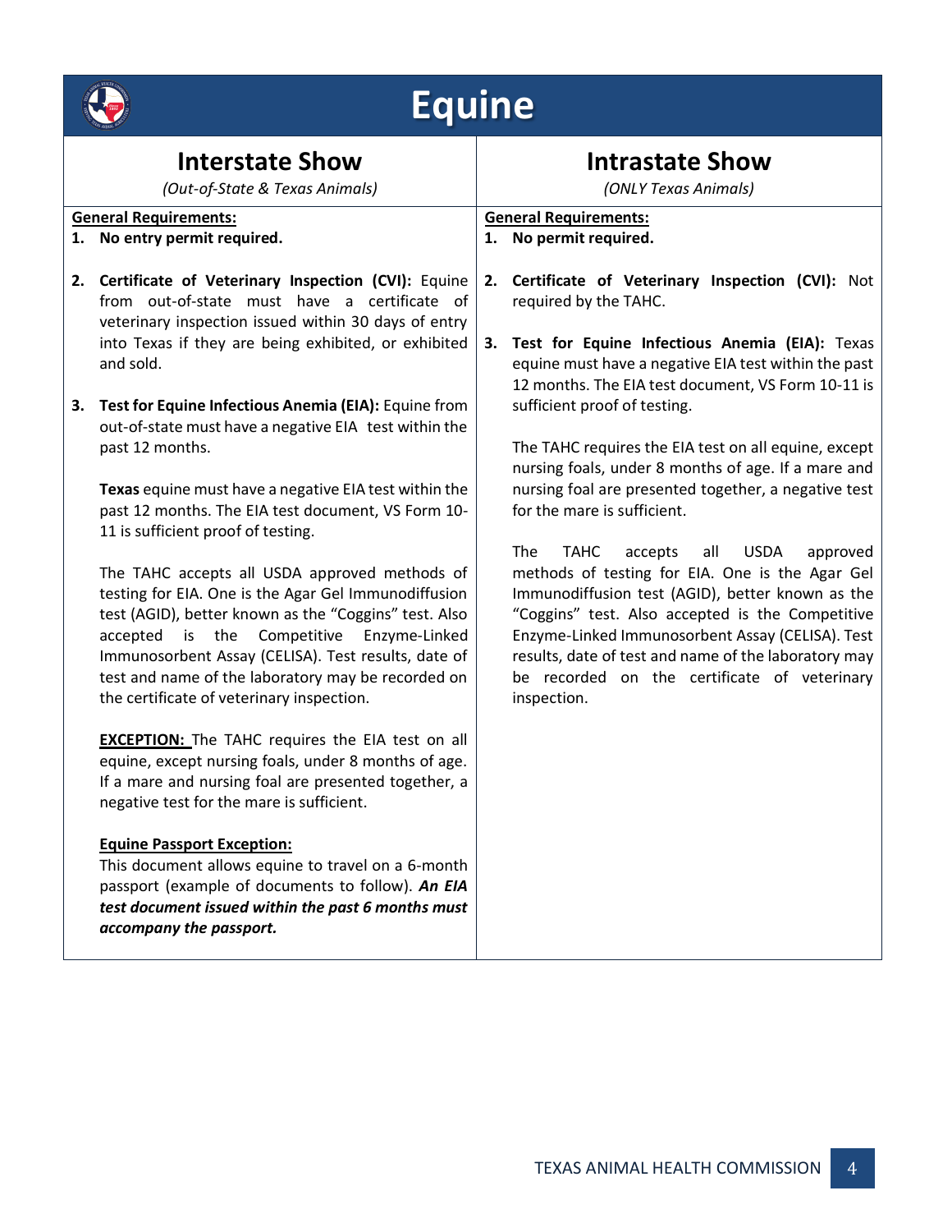# Equine

## Interstate Show

*(Out-of-State & Texas Animals)*

**General Requirements:**

1. **No entry permit required.**

2. **Certificate of Veterinary Inspection (CVI):** Equine from out-of-state must have a certificate of veterinary inspection issued within 30 days of entry into Texas if they are being exhibited, or exhibited and sold.

3. **Test for Equine Infectious Anemia (EIA):** Equine from out-of-state must have a negative EIA test within the past 12 months.

   **Texas** equine must have a negative EIA test within the past 12 months. The EIA test document, VS Form 10-11 is sufficient proof of testing.

   The TAHC accepts all USDA approved methods of testing for EIA. One is the Agar Gel Immunodiffusion test (AGID), better known as the "Coggins" test. Also accepted is the Competitive Enzyme-Linked Immunosorbent Assay (CELISA). Test results, date of test and name of the laboratory may be recorded on the certificate of veterinary inspection.

   **EXCEPTION:** The TAHC requires the EIA test on all equine, except nursing foals, under 8 months of age. If a mare and nursing foal are presented together, a negative test for the mare is sufficient.

   **Equine Passport Exception:**
   This document allows equine to travel on a 6-month passport (example of documents to follow). ***An EIA test document issued within the past 6 months must accompany the passport.***

## Intrastate Show

*(ONLY Texas Animals)*

**General Requirements:**

1. **No permit required.**

2. **Certificate of Veterinary Inspection (CVI):** Not required by the TAHC.

3. **Test for Equine Infectious Anemia (EIA):** Texas equine must have a negative EIA test within the past 12 months. The EIA test document, VS Form 10-11 is sufficient proof of testing.

   The TAHC requires the EIA test on all equine, except nursing foals, under 8 months of age. If a mare and nursing foal are presented together, a negative test for the mare is sufficient.

   The TAHC accepts all USDA approved methods of testing for EIA. One is the Agar Gel Immunodiffusion test (AGID), better known as the "Coggins" test. Also accepted is the Competitive Enzyme-Linked Immunosorbent Assay (CELISA). Test results, date of test and name of the laboratory may be recorded on the certificate of veterinary inspection.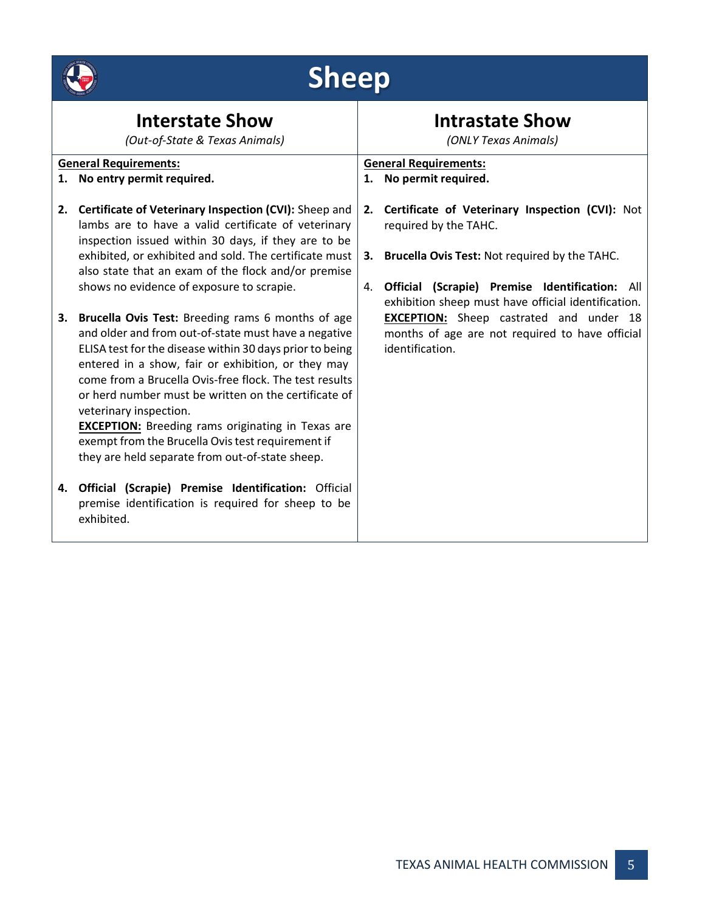# Sheep

## Interstate Show

*(Out-of-State & Texas Animals)*

**General Requirements:**

1. **No entry permit required.**

2. **Certificate of Veterinary Inspection (CVI):** Sheep and lambs are to have a valid certificate of veterinary inspection issued within 30 days, if they are to be exhibited, or exhibited and sold. The certificate must also state that an exam of the flock and/or premise shows no evidence of exposure to scrapie.

3. **Brucella Ovis Test:** Breeding rams 6 months of age and older and from out-of-state must have a negative ELISA test for the disease within 30 days prior to being entered in a show, fair or exhibition, or they may come from a Brucella Ovis-free flock. The test results or herd number must be written on the certificate of veterinary inspection.
   **EXCEPTION:** Breeding rams originating in Texas are exempt from the Brucella Ovis test requirement if they are held separate from out-of-state sheep.

4. **Official (Scrapie) Premise Identification:** Official premise identification is required for sheep to be exhibited.

## Intrastate Show

*(ONLY Texas Animals)*

**General Requirements:**

1. **No permit required.**

2. **Certificate of Veterinary Inspection (CVI):** Not required by the TAHC.

3. **Brucella Ovis Test:** Not required by the TAHC.

4. **Official (Scrapie) Premise Identification:** All exhibition sheep must have official identification.
   **EXCEPTION:** Sheep castrated and under 18 months of age are not required to have official identification.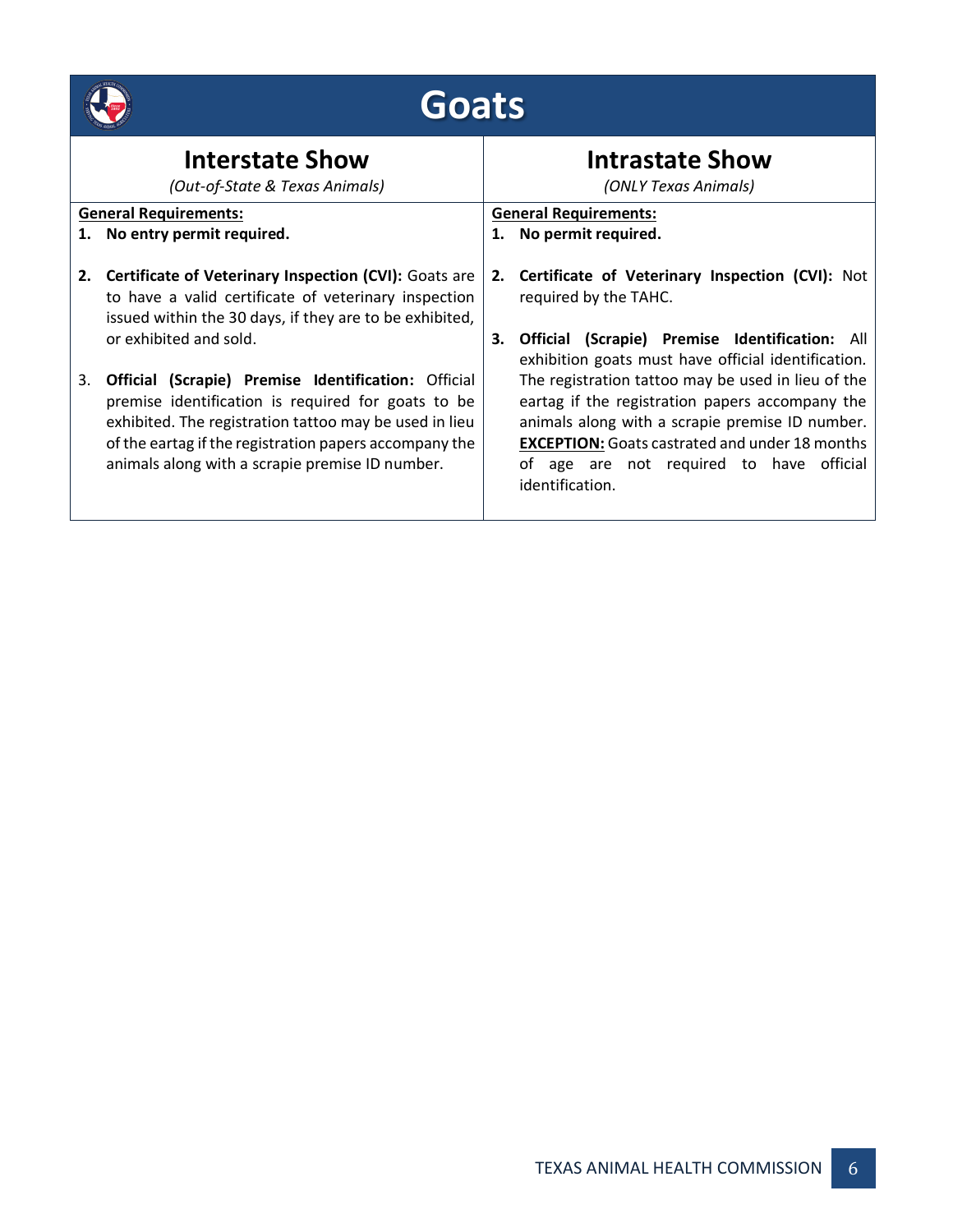# Goats

| Interstate Show<br>*(Out-of-State & Texas Animals)* | Intrastate Show<br>*(ONLY Texas Animals)* |
|---|---|
| **General Requirements:**<br>1. **No entry permit required.**<br><br>2. **Certificate of Veterinary Inspection (CVI):** Goats are to have a valid certificate of veterinary inspection issued within the 30 days, if they are to be exhibited, or exhibited and sold.<br><br>3. **Official (Scrapie) Premise Identification:** Official premise identification is required for goats to be exhibited. The registration tattoo may be used in lieu of the eartag if the registration papers accompany the animals along with a scrapie premise ID number. | **General Requirements:**<br>1. **No permit required.**<br><br>2. **Certificate of Veterinary Inspection (CVI):** Not required by the TAHC.<br><br>3. **Official (Scrapie) Premise Identification:** All exhibition goats must have official identification. The registration tattoo may be used in lieu of the eartag if the registration papers accompany the animals along with a scrapie premise ID number. **EXCEPTION:** Goats castrated and under 18 months of age are not required to have official identification. |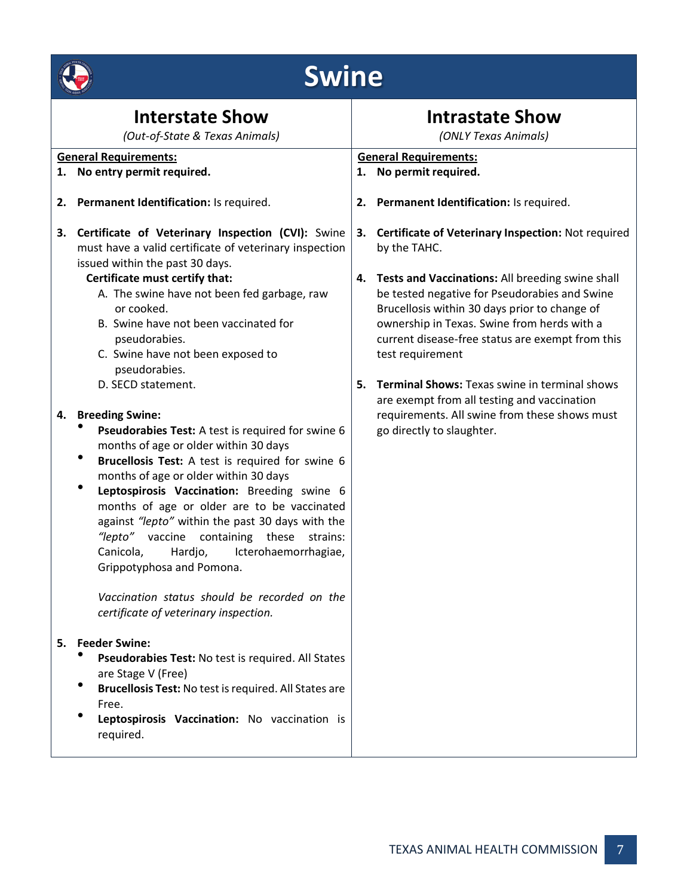# Swine

## Interstate Show

*(Out-of-State & Texas Animals)*

**General Requirements:**

1. **No entry permit required.**

2. **Permanent Identification:** Is required.

3. **Certificate of Veterinary Inspection (CVI):** Swine must have a valid certificate of veterinary inspection issued within the past 30 days.

   **Certificate must certify that:**

   A. The swine have not been fed garbage, raw or cooked.
   B. Swine have not been vaccinated for pseudorabies.
   C. Swine have not been exposed to pseudorabies.
   D. SECD statement.

4. **Breeding Swine:**
   - **Pseudorabies Test:** A test is required for swine 6 months of age or older within 30 days
   - **Brucellosis Test:** A test is required for swine 6 months of age or older within 30 days
   - **Leptospirosis Vaccination:** Breeding swine 6 months of age or older are to be vaccinated against *"lepto"* within the past 30 days with the *"lepto"* vaccine containing these strains: Canicola, Hardjo, Icterohaemorrhagiae, Grippotyphosa and Pomona.

   *Vaccination status should be recorded on the certificate of veterinary inspection.*

5. **Feeder Swine:**
   - **Pseudorabies Test:** No test is required. All States are Stage V (Free)
   - **Brucellosis Test:** No test is required. All States are Free.
   - **Leptospirosis Vaccination:** No vaccination is required.

## Intrastate Show

*(ONLY Texas Animals)*

**General Requirements:**

1. **No permit required.**

2. **Permanent Identification:** Is required.

3. **Certificate of Veterinary Inspection:** Not required by the TAHC.

4. **Tests and Vaccinations:** All breeding swine shall be tested negative for Pseudorabies and Swine Brucellosis within 30 days prior to change of ownership in Texas. Swine from herds with a current disease-free status are exempt from this test requirement

5. **Terminal Shows:** Texas swine in terminal shows are exempt from all testing and vaccination requirements. All swine from these shows must go directly to slaughter.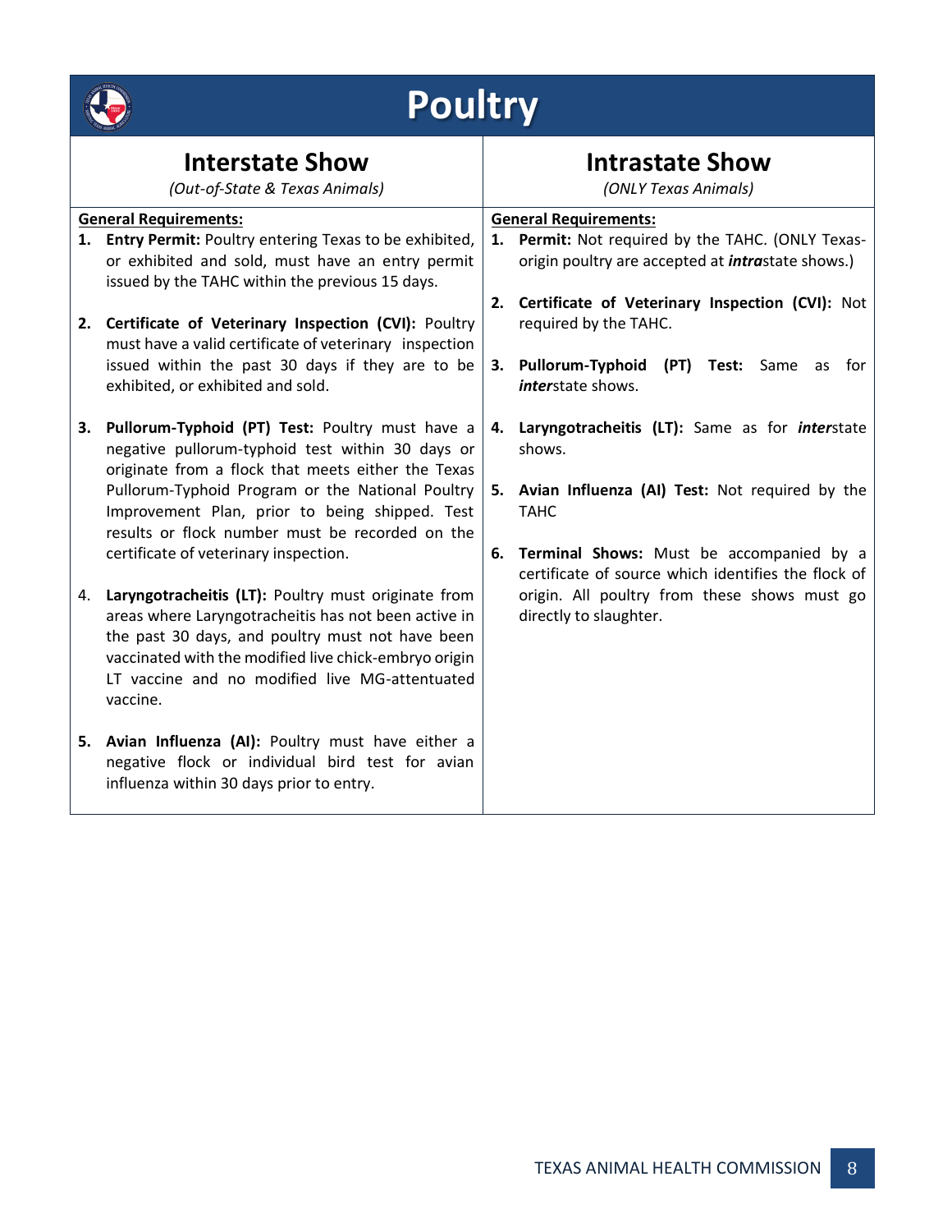# Poultry

| Interstate Show<br>*(Out-of-State & Texas Animals)* | Intrastate Show<br>*(ONLY Texas Animals)* |
|---|---|
| **General Requirements:**<br>1. **Entry Permit:** Poultry entering Texas to be exhibited, or exhibited and sold, must have an entry permit issued by the TAHC within the previous 15 days.<br><br>2. **Certificate of Veterinary Inspection (CVI):** Poultry must have a valid certificate of veterinary inspection issued within the past 30 days if they are to be exhibited, or exhibited and sold.<br><br>3. **Pullorum-Typhoid (PT) Test:** Poultry must have a negative pullorum-typhoid test within 30 days or originate from a flock that meets either the Texas Pullorum-Typhoid Program or the National Poultry Improvement Plan, prior to being shipped. Test results or flock number must be recorded on the certificate of veterinary inspection.<br><br>4. **Laryngotracheitis (LT):** Poultry must originate from areas where Laryngotracheitis has not been active in the past 30 days, and poultry must not have been vaccinated with the modified live chick-embryo origin LT vaccine and no modified live MG-attentuated vaccine.<br><br>5. **Avian Influenza (AI):** Poultry must have either a negative flock or individual bird test for avian influenza within 30 days prior to entry. | **General Requirements:**<br>1. **Permit:** Not required by the TAHC. (ONLY Texas-origin poultry are accepted at ***intra***state shows.)<br><br>2. **Certificate of Veterinary Inspection (CVI):** Not required by the TAHC.<br><br>3. **Pullorum-Typhoid (PT) Test:** Same as for ***inter***state shows.<br><br>4. **Laryngotracheitis (LT):** Same as for ***inter***state shows.<br><br>5. **Avian Influenza (AI) Test:** Not required by the TAHC<br><br>6. **Terminal Shows:** Must be accompanied by a certificate of source which identifies the flock of origin. All poultry from these shows must go directly to slaughter. |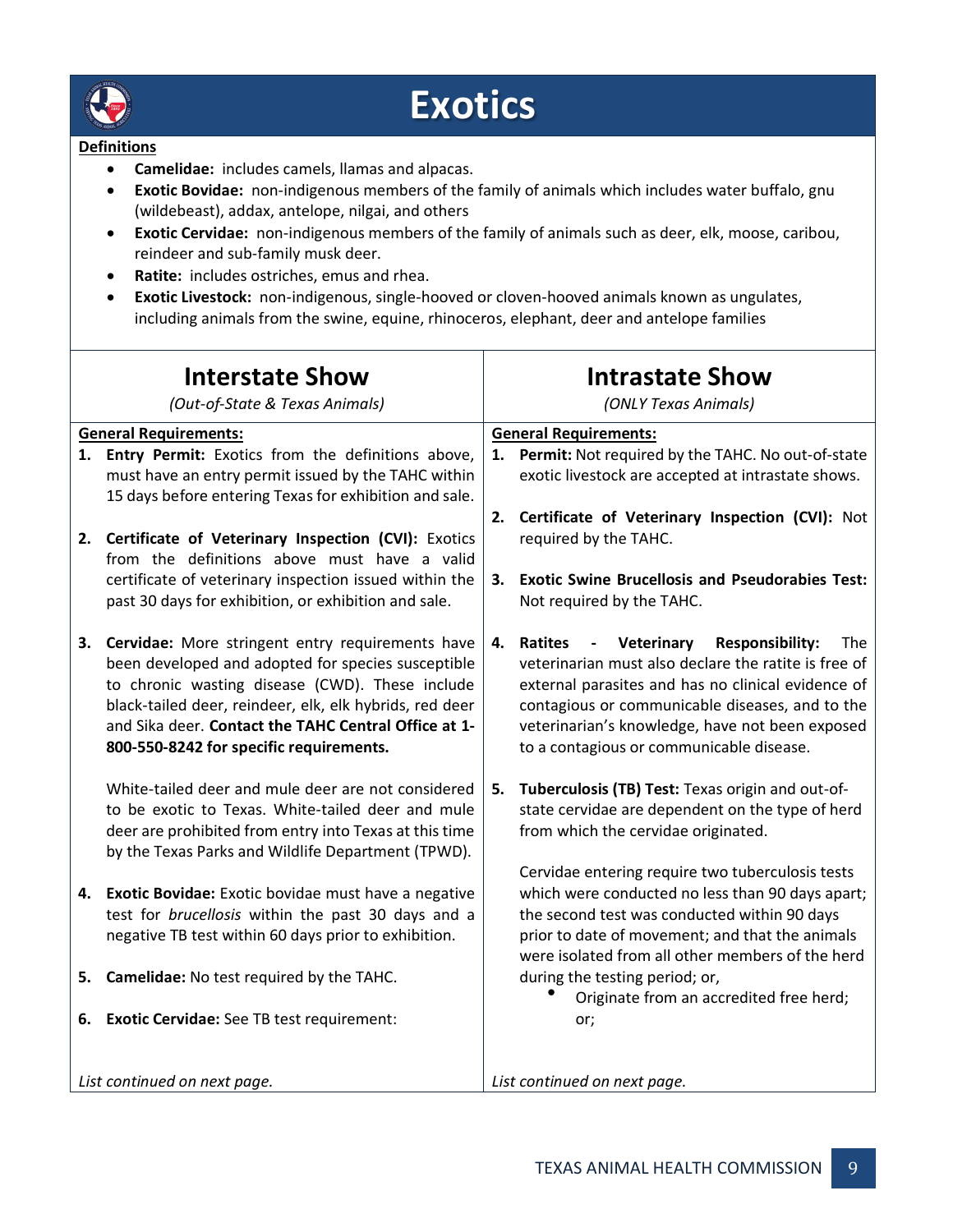# Exotics

**Definitions**

- **Camelidae:** includes camels, llamas and alpacas.
- **Exotic Bovidae:** non-indigenous members of the family of animals which includes water buffalo, gnu (wildebeast), addax, antelope, nilgai, and others
- **Exotic Cervidae:** non-indigenous members of the family of animals such as deer, elk, moose, caribou, reindeer and sub-family musk deer.
- **Ratite:** includes ostriches, emus and rhea.
- **Exotic Livestock:** non-indigenous, single-hooved or cloven-hooved animals known as ungulates, including animals from the swine, equine, rhinoceros, elephant, deer and antelope families

## Interstate Show

*(Out-of-State & Texas Animals)*

**General Requirements:**

1. **Entry Permit:** Exotics from the definitions above, must have an entry permit issued by the TAHC within 15 days before entering Texas for exhibition and sale.
2. **Certificate of Veterinary Inspection (CVI):** Exotics from the definitions above must have a valid certificate of veterinary inspection issued within the past 30 days for exhibition, or exhibition and sale.
3. **Cervidae:** More stringent entry requirements have been developed and adopted for species susceptible to chronic wasting disease (CWD). These include black-tailed deer, reindeer, elk, elk hybrids, red deer and Sika deer. **Contact the TAHC Central Office at 1-800-550-8242 for specific requirements.**

   White-tailed deer and mule deer are not considered to be exotic to Texas. White-tailed deer and mule deer are prohibited from entry into Texas at this time by the Texas Parks and Wildlife Department (TPWD).
4. **Exotic Bovidae:** Exotic bovidae must have a negative test for *brucellosis* within the past 30 days and a negative TB test within 60 days prior to exhibition.
5. **Camelidae:** No test required by the TAHC.
6. **Exotic Cervidae:** See TB test requirement:

*List continued on next page.*

## Intrastate Show

*(ONLY Texas Animals)*

**General Requirements:**

1. **Permit:** Not required by the TAHC. No out-of-state exotic livestock are accepted at intrastate shows.
2. **Certificate of Veterinary Inspection (CVI):** Not required by the TAHC.
3. **Exotic Swine Brucellosis and Pseudorabies Test:** Not required by the TAHC.
4. **Ratites - Veterinary Responsibility:** The veterinarian must also declare the ratite is free of external parasites and has no clinical evidence of contagious or communicable diseases, and to the veterinarian's knowledge, have not been exposed to a contagious or communicable disease.
5. **Tuberculosis (TB) Test:** Texas origin and out-of-state cervidae are dependent on the type of herd from which the cervidae originated.

   Cervidae entering require two tuberculosis tests which were conducted no less than 90 days apart; the second test was conducted within 90 days prior to date of movement; and that the animals were isolated from all other members of the herd during the testing period; or,
   - Originate from an accredited free herd; or;

*List continued on next page.*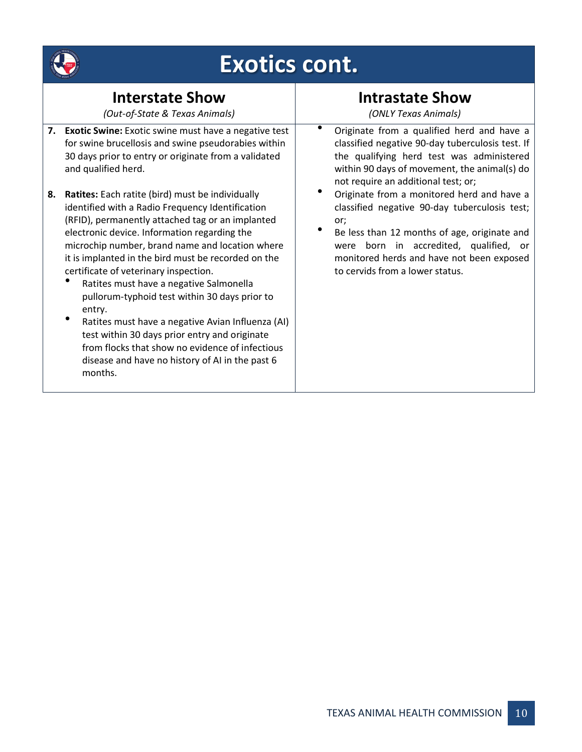# Exotics cont.

| Interstate Show *(Out-of-State & Texas Animals)* | Intrastate Show *(ONLY Texas Animals)* |
|---|---|
| 7. **Exotic Swine:** Exotic swine must have a negative test for swine brucellosis and swine pseudorabies within 30 days prior to entry or originate from a validated and qualified herd.<br><br>8. **Ratites:** Each ratite (bird) must be individually identified with a Radio Frequency Identification (RFID), permanently attached tag or an implanted electronic device. Information regarding the microchip number, brand name and location where it is implanted in the bird must be recorded on the certificate of veterinary inspection.<br>• Ratites must have a negative Salmonella pullorum-typhoid test within 30 days prior to entry.<br>• Ratites must have a negative Avian Influenza (AI) test within 30 days prior entry and originate from flocks that show no evidence of infectious disease and have no history of AI in the past 6 months. | • Originate from a qualified herd and have a classified negative 90-day tuberculosis test. If the qualifying herd test was administered within 90 days of movement, the animal(s) do not require an additional test; or;<br>• Originate from a monitored herd and have a classified negative 90-day tuberculosis test; or;<br>• Be less than 12 months of age, originate and were born in accredited, qualified, or monitored herds and have not been exposed to cervids from a lower status. |